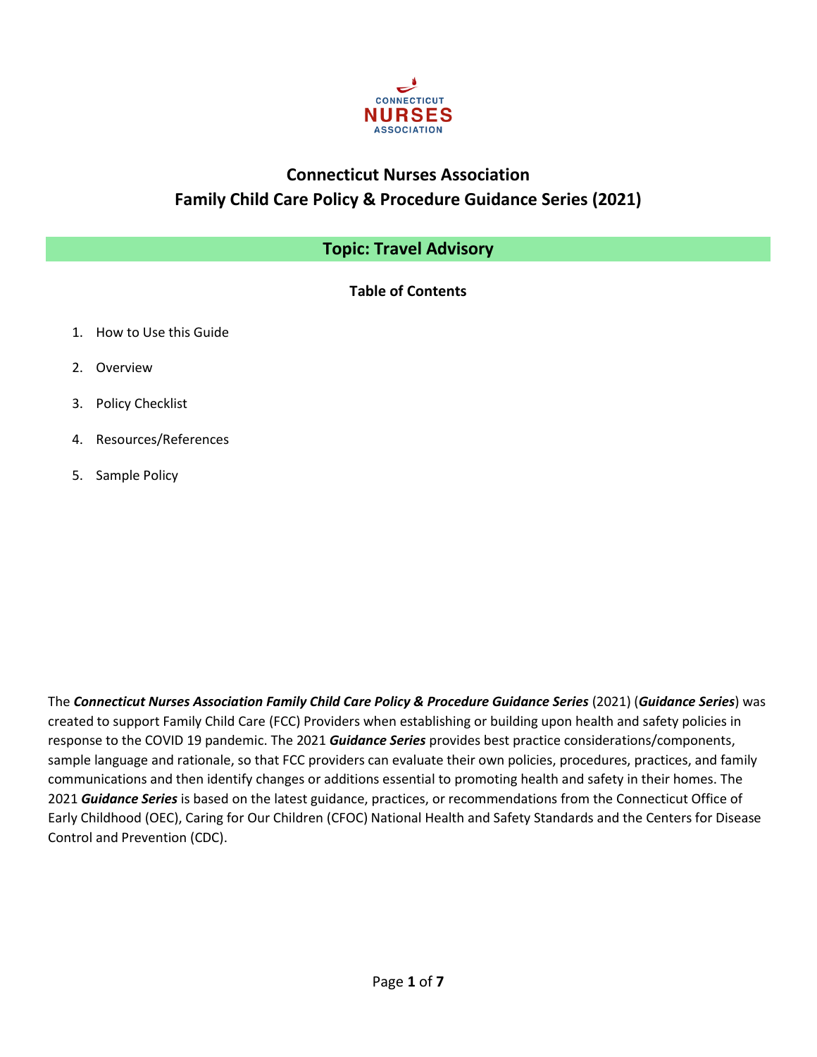# Connecticut Nurses Association
# Family Child Care Policy & Procedure Guidance Series (2021)

## Topic: Travel Advisory

### Table of Contents

1. How to Use this Guide
2. Overview
3. Policy Checklist
4. Resources/References
5. Sample Policy

The ***Connecticut Nurses Association Family Child Care Policy & Procedure Guidance Series*** (2021) (***Guidance Series***) was created to support Family Child Care (FCC) Providers when establishing or building upon health and safety policies in response to the COVID 19 pandemic. The 2021 ***Guidance Series*** provides best practice considerations/components, sample language and rationale, so that FCC providers can evaluate their own policies, procedures, practices, and family communications and then identify changes or additions essential to promoting health and safety in their homes. The 2021 ***Guidance Series*** is based on the latest guidance, practices, or recommendations from the Connecticut Office of Early Childhood (OEC), Caring for Our Children (CFOC) National Health and Safety Standards and the Centers for Disease Control and Prevention (CDC).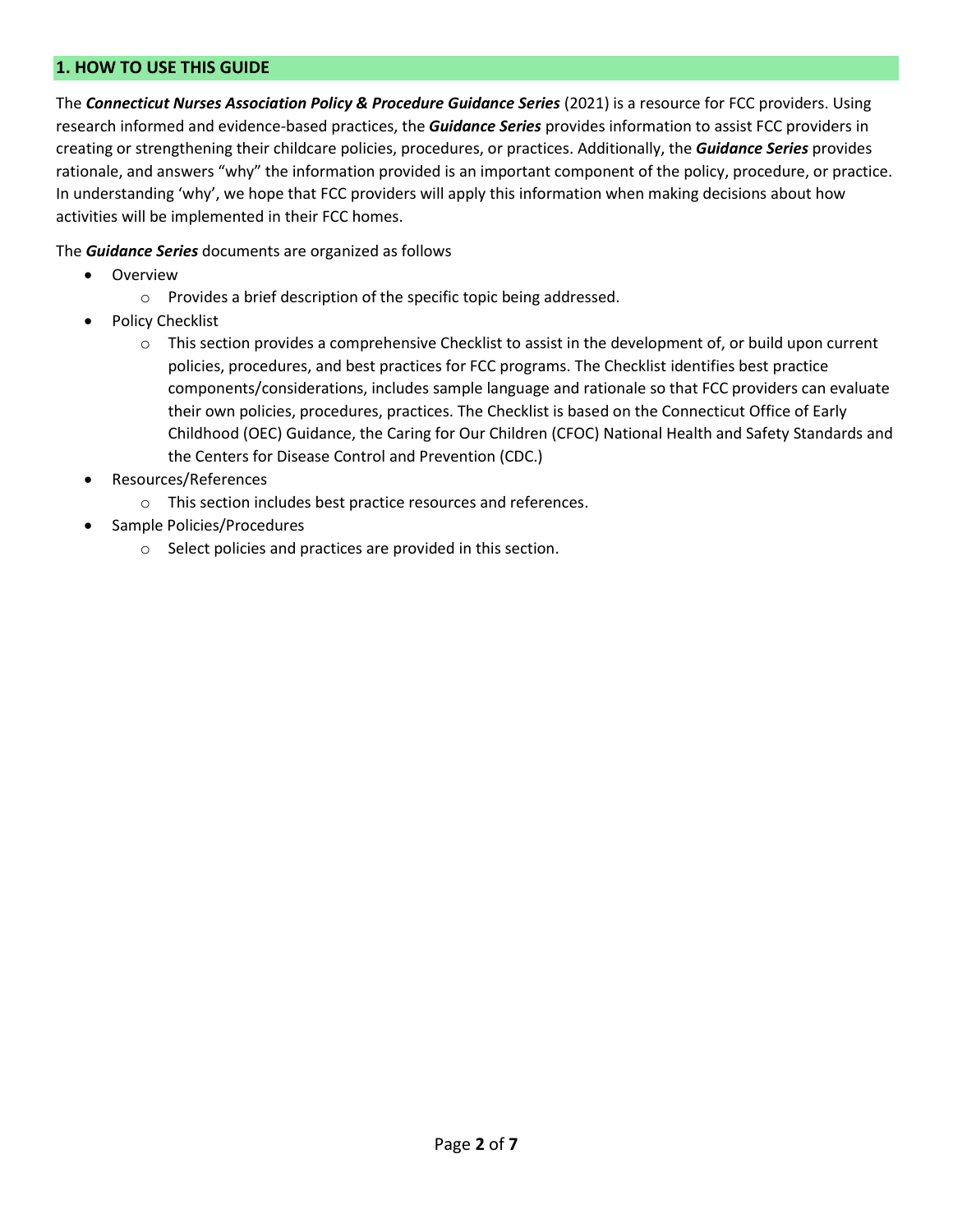## 1. HOW TO USE THIS GUIDE

The ***Connecticut Nurses Association Policy & Procedure Guidance Series*** (2021) is a resource for FCC providers. Using research informed and evidence-based practices, the ***Guidance Series*** provides information to assist FCC providers in creating or strengthening their childcare policies, procedures, or practices. Additionally, the ***Guidance Series*** provides rationale, and answers “why” the information provided is an important component of the policy, procedure, or practice. In understanding ‘why’, we hope that FCC providers will apply this information when making decisions about how activities will be implemented in their FCC homes.

The ***Guidance Series*** documents are organized as follows

- Overview
  - Provides a brief description of the specific topic being addressed.
- Policy Checklist
  - This section provides a comprehensive Checklist to assist in the development of, or build upon current policies, procedures, and best practices for FCC programs. The Checklist identifies best practice components/considerations, includes sample language and rationale so that FCC providers can evaluate their own policies, procedures, practices. The Checklist is based on the Connecticut Office of Early Childhood (OEC) Guidance, the Caring for Our Children (CFOC) National Health and Safety Standards and the Centers for Disease Control and Prevention (CDC.)
- Resources/References
  - This section includes best practice resources and references.
- Sample Policies/Procedures
  - Select policies and practices are provided in this section.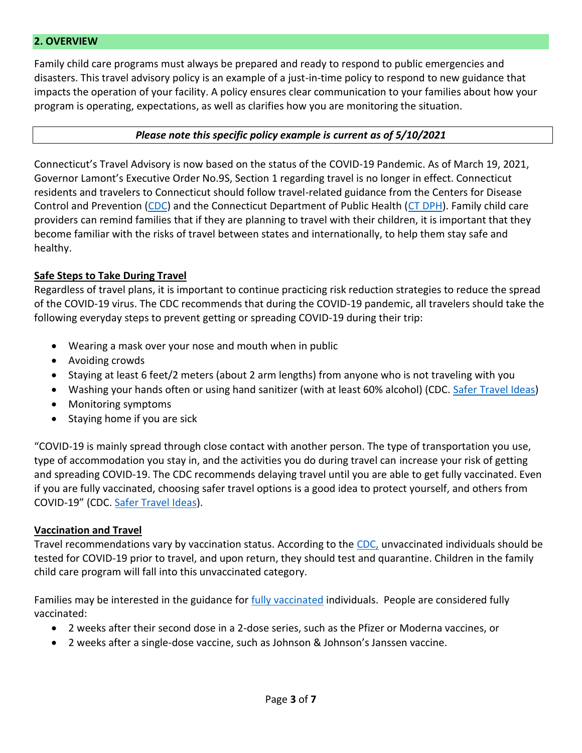## 2. OVERVIEW

Family child care programs must always be prepared and ready to respond to public emergencies and disasters. This travel advisory policy is an example of a just-in-time policy to respond to new guidance that impacts the operation of your facility. A policy ensures clear communication to your families about how your program is operating, expectations, as well as clarifies how you are monitoring the situation.

***Please note this specific policy example is current as of 5/10/2021***

Connecticut's Travel Advisory is now based on the status of the COVID-19 Pandemic. As of March 19, 2021, Governor Lamont's Executive Order No.9S, Section 1 regarding travel is no longer in effect. Connecticut residents and travelers to Connecticut should follow travel-related guidance from the Centers for Disease Control and Prevention (CDC) and the Connecticut Department of Public Health (CT DPH). Family child care providers can remind families that if they are planning to travel with their children, it is important that they become familiar with the risks of travel between states and internationally, to help them stay safe and healthy.

### Safe Steps to Take During Travel

Regardless of travel plans, it is important to continue practicing risk reduction strategies to reduce the spread of the COVID-19 virus. The CDC recommends that during the COVID-19 pandemic, all travelers should take the following everyday steps to prevent getting or spreading COVID-19 during their trip:

- Wearing a mask over your nose and mouth when in public
- Avoiding crowds
- Staying at least 6 feet/2 meters (about 2 arm lengths) from anyone who is not traveling with you
- Washing your hands often or using hand sanitizer (with at least 60% alcohol) (CDC. Safer Travel Ideas)
- Monitoring symptoms
- Staying home if you are sick

"COVID-19 is mainly spread through close contact with another person. The type of transportation you use, type of accommodation you stay in, and the activities you do during travel can increase your risk of getting and spreading COVID-19. The CDC recommends delaying travel until you are able to get fully vaccinated. Even if you are fully vaccinated, choosing safer travel options is a good idea to protect yourself, and others from COVID-19" (CDC. Safer Travel Ideas).

### Vaccination and Travel

Travel recommendations vary by vaccination status. According to the CDC, unvaccinated individuals should be tested for COVID-19 prior to travel, and upon return, they should test and quarantine. Children in the family child care program will fall into this unvaccinated category.

Families may be interested in the guidance for fully vaccinated individuals. People are considered fully vaccinated:

- 2 weeks after their second dose in a 2-dose series, such as the Pfizer or Moderna vaccines, or
- 2 weeks after a single-dose vaccine, such as Johnson & Johnson's Janssen vaccine.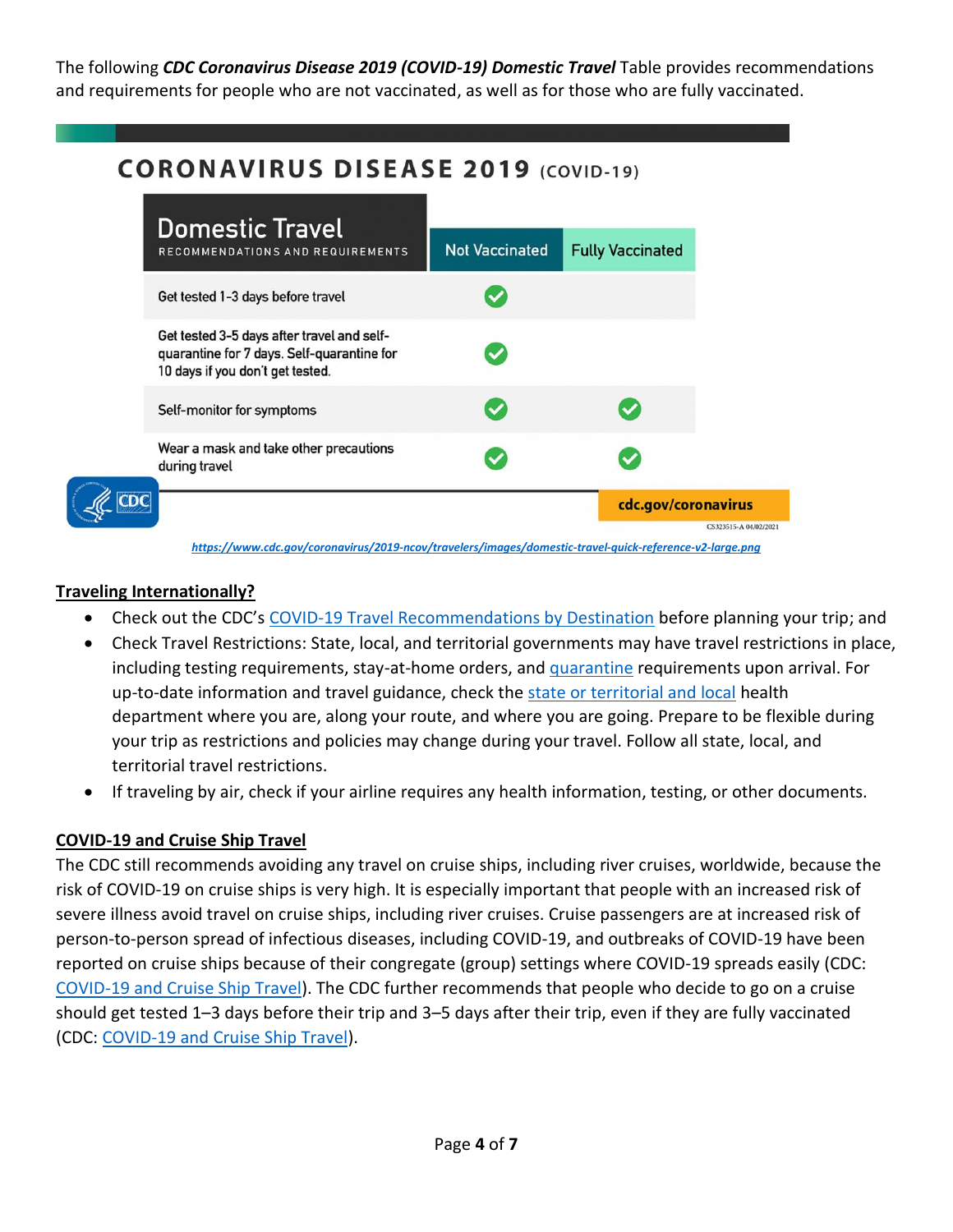The following ***CDC Coronavirus Disease 2019 (COVID-19) Domestic Travel*** Table provides recommendations and requirements for people who are not vaccinated, as well as for those who are fully vaccinated.

**CORONAVIRUS DISEASE 2019 (COVID-19)**

| Domestic Travel RECOMMENDATIONS AND REQUIREMENTS | Not Vaccinated | Fully Vaccinated |
|---|---|---|
| Get tested 1-3 days before travel | ✓ | |
| Get tested 3-5 days after travel and self-quarantine for 7 days. Self-quarantine for 10 days if you don't get tested. | ✓ | |
| Self-monitor for symptoms | ✓ | ✓ |
| Wear a mask and take other precautions during travel | ✓ | ✓ |

CDC

cdc.gov/coronavirus

CS323515-A 04/02/2021

*https://www.cdc.gov/coronavirus/2019-ncov/travelers/images/domestic-travel-quick-reference-v2-large.png*

## Traveling Internationally?

- Check out the CDC's COVID-19 Travel Recommendations by Destination before planning your trip; and
- Check Travel Restrictions: State, local, and territorial governments may have travel restrictions in place, including testing requirements, stay-at-home orders, and quarantine requirements upon arrival. For up-to-date information and travel guidance, check the state or territorial and local health department where you are, along your route, and where you are going. Prepare to be flexible during your trip as restrictions and policies may change during your travel. Follow all state, local, and territorial travel restrictions.
- If traveling by air, check if your airline requires any health information, testing, or other documents.

## COVID-19 and Cruise Ship Travel

The CDC still recommends avoiding any travel on cruise ships, including river cruises, worldwide, because the risk of COVID-19 on cruise ships is very high. It is especially important that people with an increased risk of severe illness avoid travel on cruise ships, including river cruises. Cruise passengers are at increased risk of person-to-person spread of infectious diseases, including COVID-19, and outbreaks of COVID-19 have been reported on cruise ships because of their congregate (group) settings where COVID-19 spreads easily (CDC: COVID-19 and Cruise Ship Travel). The CDC further recommends that people who decide to go on a cruise should get tested 1–3 days before their trip and 3–5 days after their trip, even if they are fully vaccinated (CDC: COVID-19 and Cruise Ship Travel).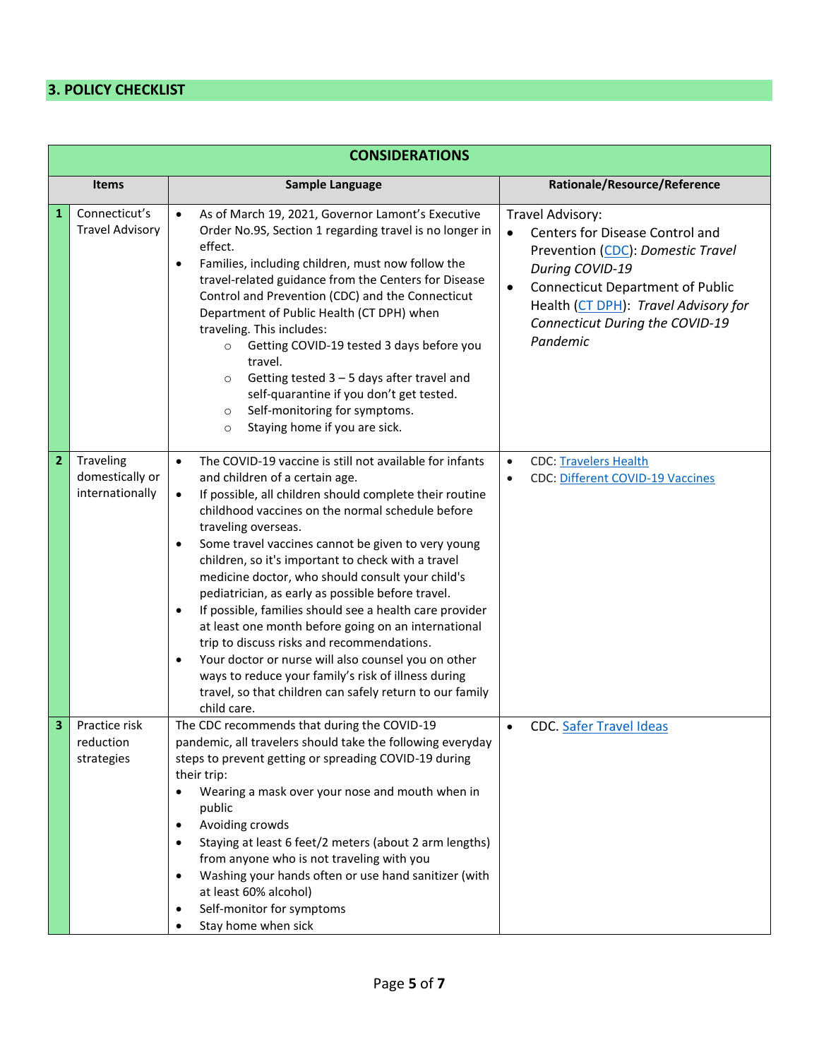## 3. POLICY CHECKLIST

| CONSIDERATIONS | | | |
|---|---|---|---|
| | **Items** | **Sample Language** | **Rationale/Resource/Reference** |
| **1** | Connecticut's Travel Advisory | • As of March 19, 2021, Governor Lamont's Executive Order No.9S, Section 1 regarding travel is no longer in effect.<br>• Families, including children, must now follow the travel-related guidance from the Centers for Disease Control and Prevention (CDC) and the Connecticut Department of Public Health (CT DPH) when traveling. This includes:<br>  ○ Getting COVID-19 tested 3 days before you travel.<br>  ○ Getting tested 3 – 5 days after travel and self-quarantine if you don't get tested.<br>  ○ Self-monitoring for symptoms.<br>  ○ Staying home if you are sick. | Travel Advisory:<br>• Centers for Disease Control and Prevention (CDC): *Domestic Travel During COVID-19*<br>• Connecticut Department of Public Health (CT DPH): *Travel Advisory for Connecticut During the COVID-19 Pandemic* |
| **2** | Traveling domestically or internationally | • The COVID-19 vaccine is still not available for infants and children of a certain age.<br>• If possible, all children should complete their routine childhood vaccines on the normal schedule before traveling overseas.<br>• Some travel vaccines cannot be given to very young children, so it's important to check with a travel medicine doctor, who should consult your child's pediatrician, as early as possible before travel.<br>• If possible, families should see a health care provider at least one month before going on an international trip to discuss risks and recommendations.<br>• Your doctor or nurse will also counsel you on other ways to reduce your family's risk of illness during travel, so that children can safely return to our family child care. | • CDC: Travelers Health<br>• CDC: Different COVID-19 Vaccines |
| **3** | Practice risk reduction strategies | The CDC recommends that during the COVID-19 pandemic, all travelers should take the following everyday steps to prevent getting or spreading COVID-19 during their trip:<br>• Wearing a mask over your nose and mouth when in public<br>• Avoiding crowds<br>• Staying at least 6 feet/2 meters (about 2 arm lengths) from anyone who is not traveling with you<br>• Washing your hands often or use hand sanitizer (with at least 60% alcohol)<br>• Self-monitor for symptoms<br>• Stay home when sick | • CDC. Safer Travel Ideas |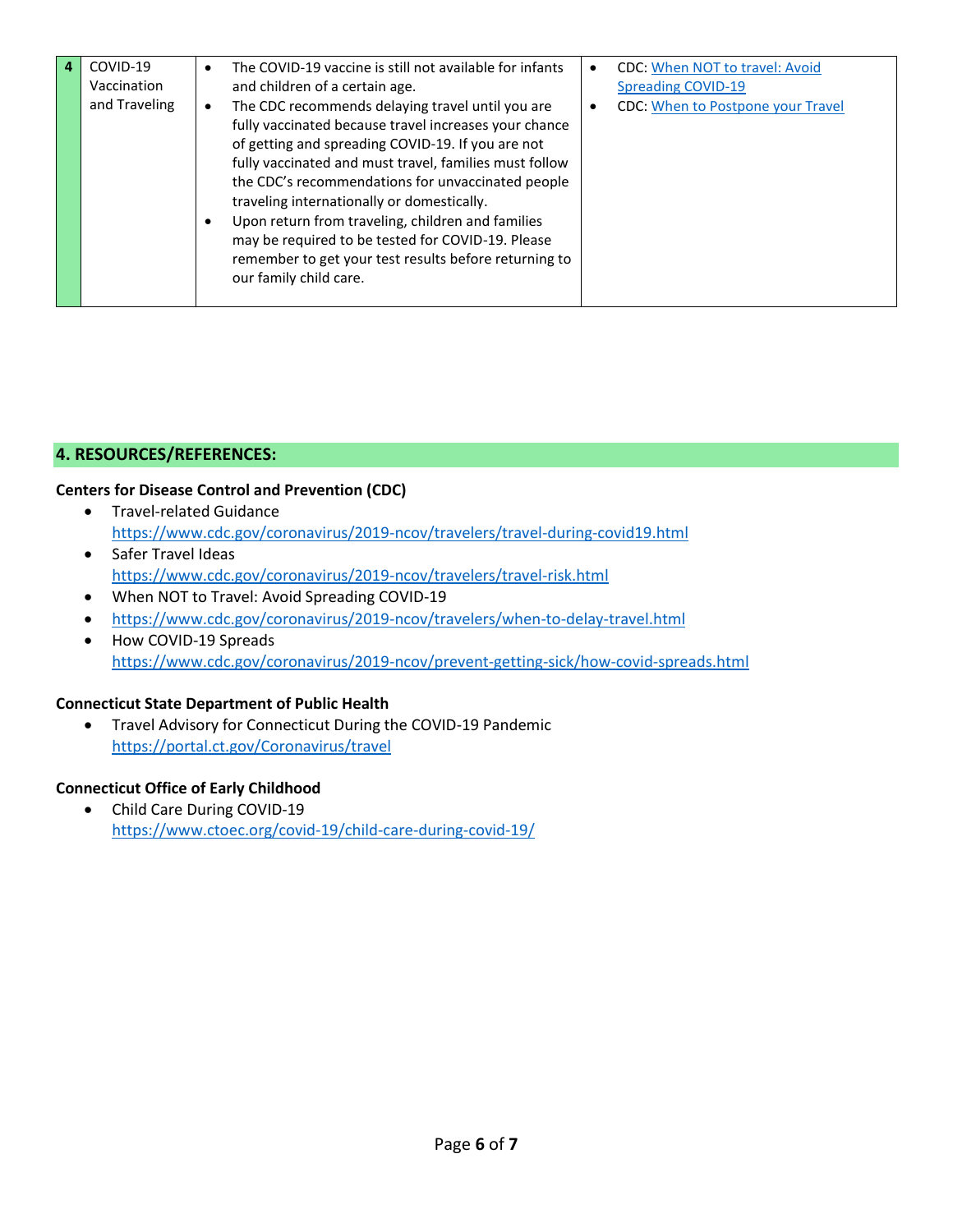| 4 | COVID-19 Vaccination and Traveling | • The COVID-19 vaccine is still not available for infants and children of a certain age.<br>• The CDC recommends delaying travel until you are fully vaccinated because travel increases your chance of getting and spreading COVID-19. If you are not fully vaccinated and must travel, families must follow the CDC's recommendations for unvaccinated people traveling internationally or domestically.<br>• Upon return from traveling, children and families may be required to be tested for COVID-19. Please remember to get your test results before returning to our family child care. | • CDC: When NOT to travel: Avoid Spreading COVID-19<br>• CDC: When to Postpone your Travel |
|---|---|---|---|

## 4. RESOURCES/REFERENCES:

**Centers for Disease Control and Prevention (CDC)**

- Travel-related Guidance
  https://www.cdc.gov/coronavirus/2019-ncov/travelers/travel-during-covid19.html
- Safer Travel Ideas
  https://www.cdc.gov/coronavirus/2019-ncov/travelers/travel-risk.html
- When NOT to Travel: Avoid Spreading COVID-19
- https://www.cdc.gov/coronavirus/2019-ncov/travelers/when-to-delay-travel.html
- How COVID-19 Spreads
  https://www.cdc.gov/coronavirus/2019-ncov/prevent-getting-sick/how-covid-spreads.html

**Connecticut State Department of Public Health**

- Travel Advisory for Connecticut During the COVID-19 Pandemic
  https://portal.ct.gov/Coronavirus/travel

**Connecticut Office of Early Childhood**

- Child Care During COVID-19
  https://www.ctoec.org/covid-19/child-care-during-covid-19/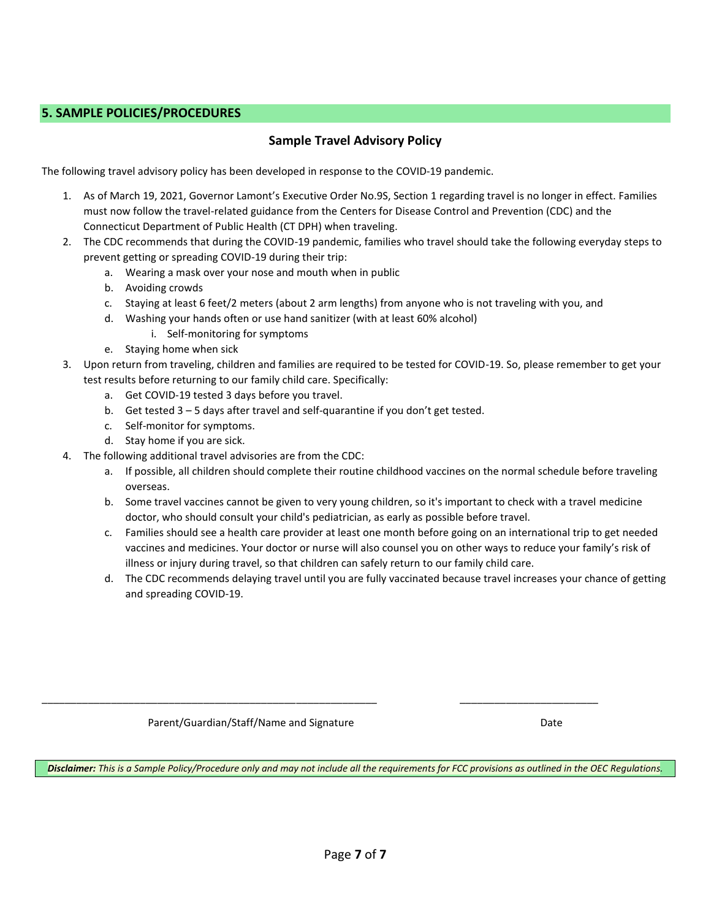## 5. SAMPLE POLICIES/PROCEDURES

### Sample Travel Advisory Policy

The following travel advisory policy has been developed in response to the COVID-19 pandemic.

1. As of March 19, 2021, Governor Lamont's Executive Order No.9S, Section 1 regarding travel is no longer in effect. Families must now follow the travel-related guidance from the Centers for Disease Control and Prevention (CDC) and the Connecticut Department of Public Health (CT DPH) when traveling.
2. The CDC recommends that during the COVID-19 pandemic, families who travel should take the following everyday steps to prevent getting or spreading COVID-19 during their trip:
   a. Wearing a mask over your nose and mouth when in public
   b. Avoiding crowds
   c. Staying at least 6 feet/2 meters (about 2 arm lengths) from anyone who is not traveling with you, and
   d. Washing your hands often or use hand sanitizer (with at least 60% alcohol)
      i. Self-monitoring for symptoms
   e. Staying home when sick
3. Upon return from traveling, children and families are required to be tested for COVID-19. So, please remember to get your test results before returning to our family child care. Specifically:
   a. Get COVID-19 tested 3 days before you travel.
   b. Get tested 3 – 5 days after travel and self-quarantine if you don't get tested.
   c. Self-monitor for symptoms.
   d. Stay home if you are sick.
4. The following additional travel advisories are from the CDC:
   a. If possible, all children should complete their routine childhood vaccines on the normal schedule before traveling overseas.
   b. Some travel vaccines cannot be given to very young children, so it's important to check with a travel medicine doctor, who should consult your child's pediatrician, as early as possible before travel.
   c. Families should see a health care provider at least one month before going on an international trip to get needed vaccines and medicines. Your doctor or nurse will also counsel you on other ways to reduce your family's risk of illness or injury during travel, so that children can safely return to our family child care.
   d. The CDC recommends delaying travel until you are fully vaccinated because travel increases your chance of getting and spreading COVID-19.

_______________________________________________________ ________________________

Parent/Guardian/Staff/Name and Signature Date

***Disclaimer:*** *This is a Sample Policy/Procedure only and may not include all the requirements for FCC provisions as outlined in the OEC Regulations.*